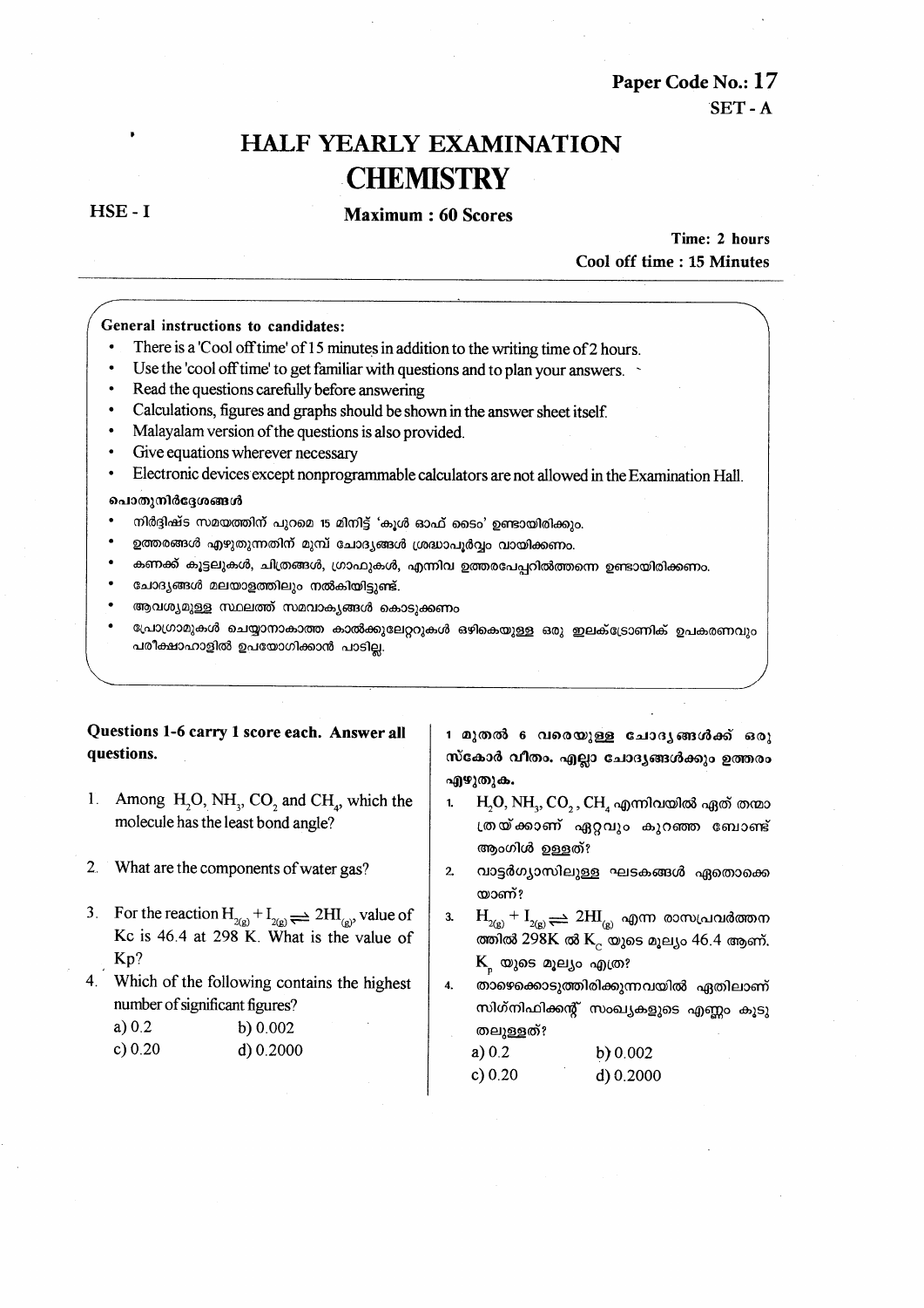**Paper Code No.: 17**

**SET - A**

# HALF YEARLY EXAMINATION

# CHEMISTRY

**HSE - I**

**Maximum : 60 Scores**

**Time: 2 hours**

**Cool off time : 15 Minutes**

**General instructions to candidates:**

- There is a 'Cool off time' of 15 minutes in addition to the writing time of 2 hours.
- Use the 'cool off time' to get familiar with questions and to plan your answers.
- Read the questions carefully before answering
- Calculations, figures and graphs should be shown in the answer sheet itself.
- Malayalam version of the questions is also provided.
- Give equations wherever necessary
- Electronic devices except nonprogrammable calculators are not allowed in the Examination Hall.

**പൊതുനിർദ്ദേശങ്ങൾ**

- നിർദ്ദിഷ്ട സമയത്തിന് പുറമെ 15 മിനിട്ട് 'കൂൾ ഓഫ് ടൈം' ഉണ്ടായിരിക്കും.
- ഉത്തരങ്ങൾ എഴുതുന്നതിന് മുമ്പ് ചോദ്യങ്ങൾ ശ്രദ്ധാപൂർവ്വം വായിക്കണം.
- കണക്ക് കൂട്ടലുകൾ, ചിത്രങ്ങൾ, ഗ്രാഫുകൾ, എന്നിവ ഉത്തരപേപ്പറിൽത്തന്നെ ഉണ്ടായിരിക്കണം.
- ചോദ്യങ്ങൾ മലയാളത്തിലും നൽകിയിട്ടുണ്ട്.
- ആവശ്യമുള്ള സ്ഥലത്ത് സമവാക്യങ്ങൾ കൊടുക്കണം
- പ്രോഗ്രാമുകൾ ചെയ്യാനാകാത്ത കാൽക്കുലേറ്ററുകൾ ഒഴികെയുള്ള ഒരു ഇലക്ട്രോണിക് ഉപകരണവും പരീക്ഷാഹാളിൽ ഉപയോഗിക്കാൻ പാടില്ല.

**Questions 1-6 carry 1 score each. Answer all questions.**

1. Among $H_2O$, $NH_3$, $CO_2$ and $CH_4$, which the molecule has the least bond angle?

2. What are the components of water gas?

3. For the reaction $H_{2(g)} + I_{2(g)} \rightleftharpoons 2HI_{(g)}$, value of Kc is 46.4 at 298 K. What is the value of Kp?

4. Which of the following contains the highest number of significant figures?

   a) 0.2 &nbsp;&nbsp;&nbsp;&nbsp; b) 0.002

   c) 0.20 &nbsp;&nbsp;&nbsp;&nbsp; d) 0.2000

**1 മുതൽ 6 വരെയുള്ള ചോദ്യങ്ങൾക്ക് ഒരു സ്കോർ വീതം. എല്ലാ ചോദ്യങ്ങൾക്കും ഉത്തരം എഴുതുക.**

1. $H_2O$, $NH_3$, $CO_2$, $CH_4$ എന്നിവയിൽ ഏത് തന്മാത്രയ്ക്കാണ് ഏറ്റവും കുറഞ്ഞ ബോണ്ട് ആംഗിൾ ഉള്ളത്?

2. വാട്ടർഗ്യാസിലുള്ള ഘടകങ്ങൾ ഏതൊക്കെയാണ്?

3. $H_{2(g)} + I_{2(g)} \rightleftharpoons 2HI_{(g)}$ എന്ന രാസപ്രവർത്തനത്തിൽ 298K ൽ $K_C$ യുടെ മൂല്യം 46.4 ആണ്. $K_p$ യുടെ മൂല്യം എത്ര?

4. താഴെക്കൊടുത്തിരിക്കുന്നവയിൽ ഏതിലാണ് സിഗ്നിഫിക്കന്റ് സംഖ്യകളുടെ എണ്ണം കൂടുതലുള്ളത്?

   a) 0.2 &nbsp;&nbsp;&nbsp;&nbsp; b) 0.002

   c) 0.20 &nbsp;&nbsp;&nbsp;&nbsp; d) 0.2000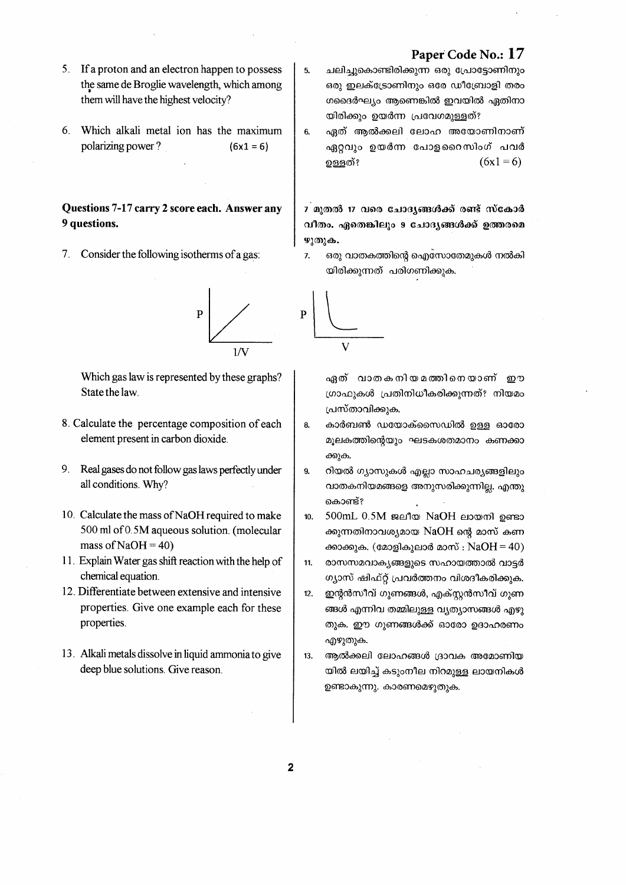**Paper Code No.: 17**

5. If a proton and an electron happen to possess the same de Broglie wavelength, which among them will have the highest velocity?

6. Which alkali metal ion has the maximum polarizing power? (6x1 = 6)

5. ചലിച്ചുകൊണ്ടിരിക്കുന്ന ഒരു പ്രോട്ടോണിനും ഒരു ഇലക്ട്രോണിനും ഒരേ ഡീബ്രോളി തരംഗദൈർഘ്യം ആണെങ്കിൽ ഇവയിൽ ഏതിനായിരിക്കും ഉയർന്ന പ്രവേഗമുള്ളത്?

6. ഏത് ആൽക്കലി ലോഹ അയോണിനാണ് ഏറ്റവും ഉയർന്ന പോളറൈസിംഗ് പവർ ഉള്ളത്? (6x1 = 6)

**Questions 7-17 carry 2 score each. Answer any 9 questions.**

**7 മുതൽ 17 വരെ ചോദ്യങ്ങൾക്ക് രണ്ട് സ്കോർ വീതം. ഏതെങ്കിലും 9 ചോദ്യങ്ങൾക്ക് ഉത്തരമെഴുതുക.**

7. Consider the following isotherms of a gas:

(Graphs: P vs 1/V — straight line through origin; P vs V — curve)

Which gas law is represented by these graphs? State the law.

7. ഒരു വാതകത്തിന്റെ ഐസോതേമുകൾ നൽകിയിരിക്കുന്നത് പരിഗണിക്കുക.

ഏത് വാതകനിയമത്തിനെയാണ് ഈ ഗ്രാഫുകൾ പ്രതിനിധീകരിക്കുന്നത്? നിയമം പ്രസ്താവിക്കുക.

8. Calculate the percentage composition of each element present in carbon dioxide.

8. കാർബൺ ഡയോക്സൈഡിൽ ഉള്ള ഓരോ മൂലകത്തിന്റെയും ഘടകശതമാനം കണക്കാക്കുക.

9. Real gases do not follow gas laws perfectly under all conditions. Why?

9. റിയൽ ഗ്യാസുകൾ എല്ലാ സാഹചര്യങ്ങളിലും വാതകനിയമങ്ങളെ അനുസരിക്കുന്നില്ല. എന്തുകൊണ്ട്?

10. Calculate the mass of NaOH required to make 500 ml of 0.5M aqueous solution. (molecular mass of NaOH = 40)

10. 500mL 0.5M ജലീയ NaOH ലായനി ഉണ്ടാക്കുന്നതിനാവശ്യമായ NaOH ന്റെ മാസ് കണക്കാക്കുക. (മോളിക്യുലാർ മാസ് : NaOH = 40)

11. Explain Water gas shift reaction with the help of chemical equation.

11. രാസസമവാക്യങ്ങളുടെ സഹായത്താൽ വാട്ടർ ഗ്യാസ് ഷിഫ്റ്റ് പ്രവർത്തനം വിശദീകരിക്കുക.

12. Differentiate between extensive and intensive properties. Give one example each for these properties.

12. ഇന്റൻസീവ് ഗുണങ്ങൾ, എക്സ്റ്റൻസീവ് ഗുണങ്ങൾ എന്നിവ തമ്മിലുള്ള വ്യത്യാസങ്ങൾ എഴുതുക. ഈ ഗുണങ്ങൾക്ക് ഓരോ ഉദാഹരണം എഴുതുക.

13. Alkali metals dissolve in liquid ammonia to give deep blue solutions. Give reason.

13. ആൽക്കലി ലോഹങ്ങൾ ദ്രാവക അമോണിയയിൽ ലയിച്ച് കടുംനീല നിറമുള്ള ലായനികൾ ഉണ്ടാകുന്നു. കാരണമെഴുതുക.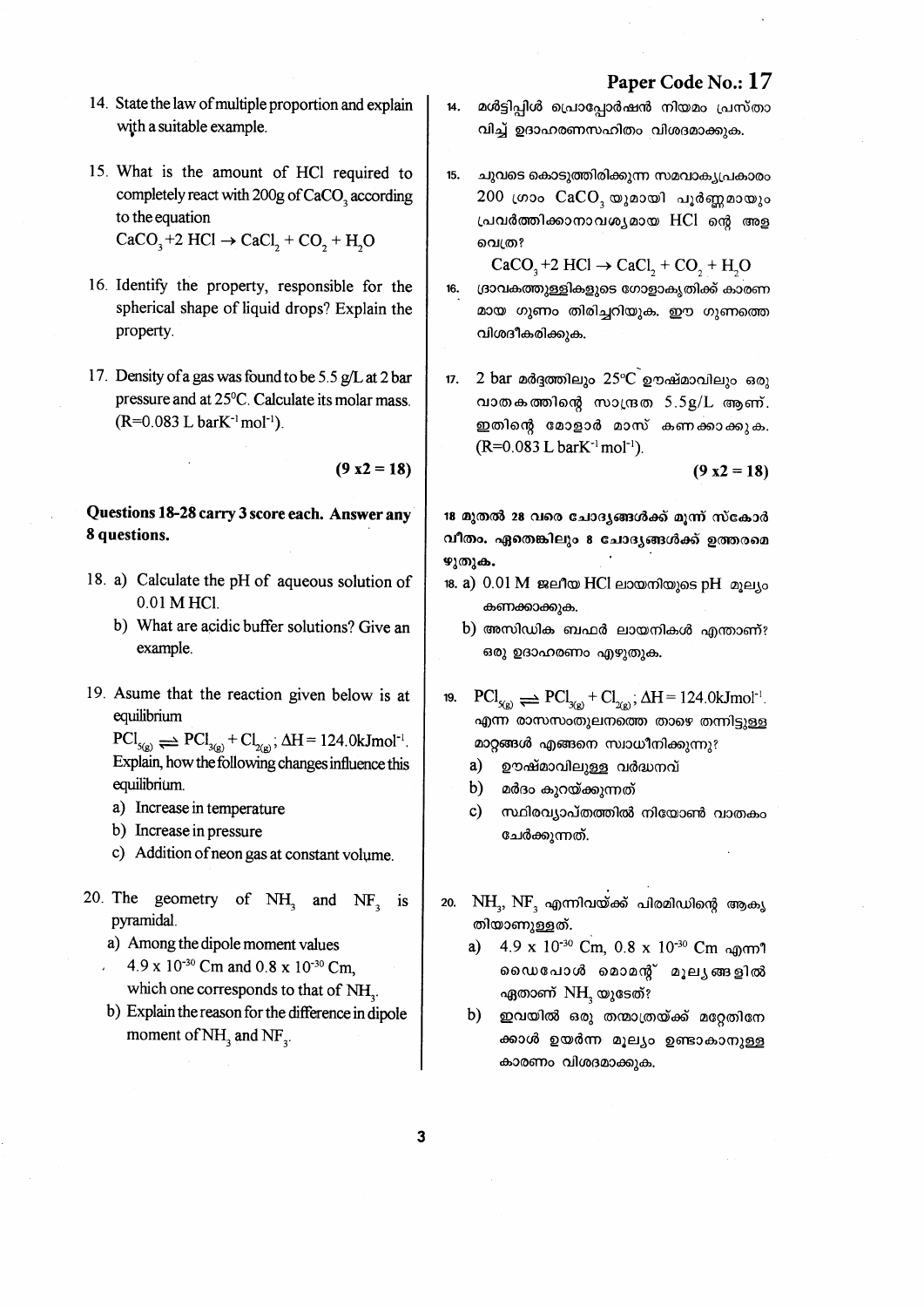**Paper Code No.: 17**

14. State the law of multiple proportion and explain with a suitable example.

15. What is the amount of HCl required to completely react with 200g of $CaCO_3$ according to the equation
$CaCO_3 + 2\ HCl \rightarrow CaCl_2 + CO_2 + H_2O$

16. Identify the property, responsible for the spherical shape of liquid drops? Explain the property.

17. Density of a gas was found to be 5.5 g/L at 2 bar pressure and at 25°C. Calculate its molar mass. ($R = 0.083\ L\ bar K^{-1} mol^{-1}$).

**(9 x2 = 18)**

**Questions 18-28 carry 3 score each. Answer any 8 questions.**

18. a) Calculate the pH of aqueous solution of 0.01 M HCl.
    b) What are acidic buffer solutions? Give an example.

19. Asume that the reaction given below is at equilibrium
$PCl_{5(g)} \rightleftharpoons PCl_{3(g)} + Cl_{2(g)}; \Delta H = 124.0 kJmol^{-1}$.
Explain, how the following changes influence this equilibrium.
    a) Increase in temperature
    b) Increase in pressure
    c) Addition of neon gas at constant volume.

20. The geometry of $NH_3$ and $NF_3$ is pyramidal.
    a) Among the dipole moment values $4.9 \times 10^{-30}$ Cm and $0.8 \times 10^{-30}$ Cm, which one corresponds to that of $NH_3$.
    b) Explain the reason for the difference in dipole moment of $NH_3$ and $NF_3$.

14. മൾട്ടിപ്പിൾ പ്രൊപ്പോർഷൻ നിയമം പ്രസ്താവിച്ച് ഉദാഹരണസഹിതം വിശദമാക്കുക.

15. ചുവടെ കൊടുത്തിരിക്കുന്ന സമവാക്യപ്രകാരം 200 ഗ്രാം $CaCO_3$ യുമായി പൂർണ്ണമായും പ്രവർത്തിക്കാനാവശ്യമായ HCl ന്റെ അളവെത്ര?
$CaCO_3 + 2\ HCl \rightarrow CaCl_2 + CO_2 + H_2O$

16. ദ്രാവകത്തുള്ളികളുടെ ഗോളാകൃതിക്ക് കാരണമായ ഗുണം തിരിച്ചറിയുക. ഈ ഗുണത്തെ വിശദീകരിക്കുക.

17. 2 bar മർദ്ദത്തിലും 25°C ഊഷ്മാവിലും ഒരു വാതകത്തിന്റെ സാന്ദ്രത 5.5g/L ആണ്. ഇതിന്റെ മോളാർ മാസ് കണക്കാക്കുക. ($R = 0.083\ L\ bar K^{-1} mol^{-1}$).

**(9 x2 = 18)**

**18 മുതൽ 28 വരെ ചോദ്യങ്ങൾക്ക് മൂന്ന് സ്കോർ വീതം. ഏതെങ്കിലും 8 ചോദ്യങ്ങൾക്ക് ഉത്തരമെഴുതുക.**

18. a) 0.01 M ജലീയ HCl ലായനിയുടെ pH മൂല്യം കണക്കാക്കുക.
    b) അസിഡിക ബഫർ ലായനികൾ എന്താണ്? ഒരു ഉദാഹരണം എഴുതുക.

19. $PCl_{5(g)} \rightleftharpoons PCl_{3(g)} + Cl_{2(g)}; \Delta H = 124.0 kJmol^{-1}$. എന്ന രാസസംതുലനത്തെ താഴെ തന്നിട്ടുള്ള മാറ്റങ്ങൾ എങ്ങനെ സ്വാധീനിക്കുന്നു?
    a) ഊഷ്മാവിലുള്ള വർദ്ധനവ്
    b) മർദം കുറയ്ക്കുന്നത്
    c) സ്ഥിരവ്യാപ്തത്തിൽ നിയോൺ വാതകം ചേർക്കുന്നത്.

20. $NH_3$, $NF_3$ എന്നിവയ്ക്ക് പിരമിഡിന്റെ ആകൃതിയാണുള്ളത്.
    a) $4.9 \times 10^{-30}$ Cm, $0.8 \times 10^{-30}$ Cm എന്നീ ഡൈപോൾ മൊമന്റ് മൂല്യങ്ങളിൽ ഏതാണ് $NH_3$ യുടേത്?
    b) ഇവയിൽ ഒരു തന്മാത്രയ്ക്ക് മറ്റേതിനേക്കാൾ ഉയർന്ന മൂല്യം ഉണ്ടാകാനുള്ള കാരണം വിശദമാക്കുക.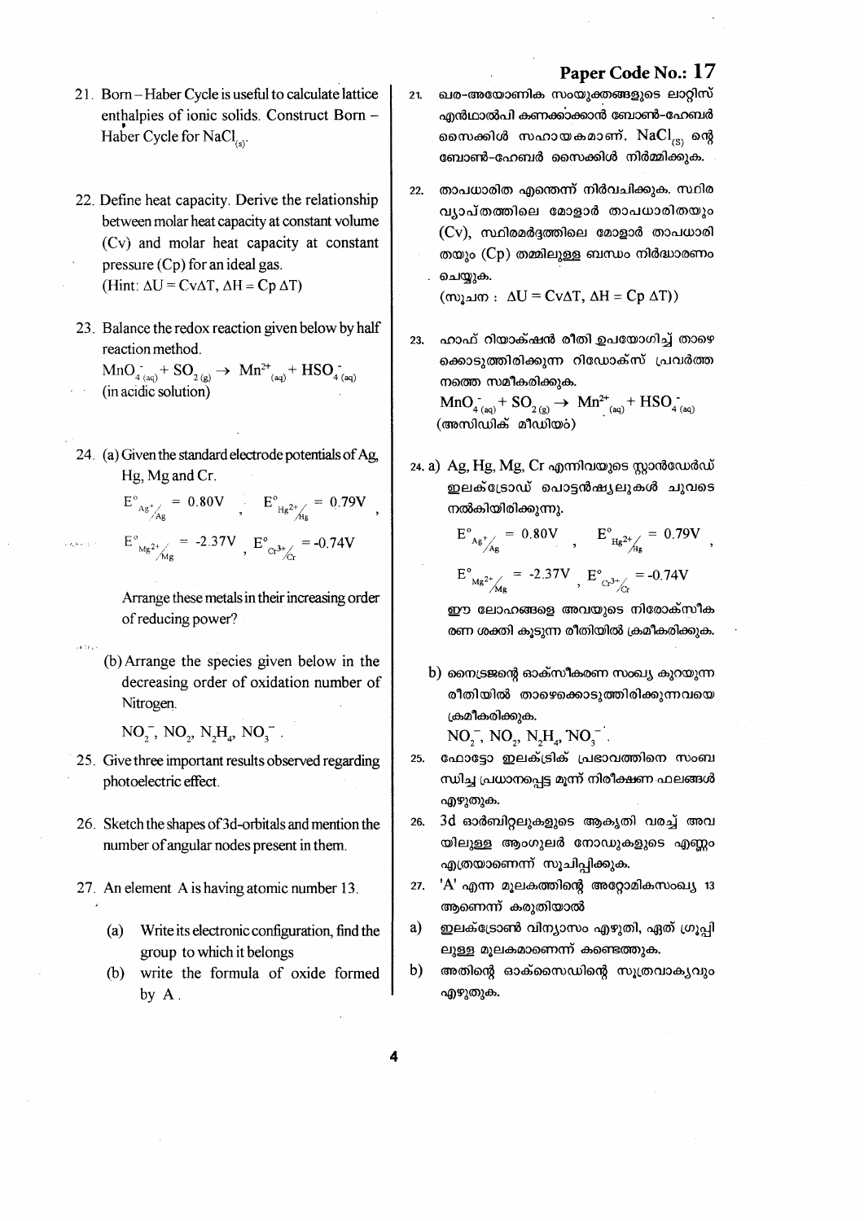**Paper Code No.: 17**

21. Born – Haber Cycle is useful to calculate lattice enthalpies of ionic solids. Construct Born – Haber Cycle for $NaCl_{(s)}$.

22. Define heat capacity. Derive the relationship between molar heat capacity at constant volume (Cv) and molar heat capacity at constant pressure (Cp) for an ideal gas.
(Hint: $\Delta U = C_V\Delta T$, $\Delta H = C_p \Delta T$)

23. Balance the redox reaction given below by half reaction method.
$MnO_4^-{}_{(aq)} + SO_{2\,(g)} \rightarrow Mn^{2+}{}_{(aq)} + HSO_4^-{}_{(aq)}$
(in acidic solution)

24. (a) Given the standard electrode potentials of Ag, Hg, Mg and Cr.
$E^\circ_{Ag^+/Ag} = 0.80V$ , $E^\circ_{Hg^{2+}/Hg} = 0.79V$ ,
$E^\circ_{Mg^{2+}/Mg} = -2.37V$ , $E^\circ_{Cr^{3+}/Cr} = -0.74V$
Arrange these metals in their increasing order of reducing power?

(b) Arrange the species given below in the decreasing order of oxidation number of Nitrogen.
$NO_2^-$, $NO_2$, $N_2H_4$, $NO_3^-$ .

25. Give three important results observed regarding photoelectric effect.

26. Sketch the shapes of 3d-orbitals and mention the number of angular nodes present in them.

27. An element A is having atomic number 13.
(a) Write its electronic configuration, find the group to which it belongs
(b) write the formula of oxide formed by A .

21. ഖര-അയോണിക സംയുക്തങ്ങളുടെ ലാറ്റിസ് എൻഥാൽപി കണക്കാക്കാൻ ബോൺ-ഹേബർ സൈക്കിൾ സഹായകമാണ്. $NaCl_{(S)}$ ന്റെ ബോൺ-ഹേബർ സൈക്കിൾ നിർമ്മിക്കുക.

22. താപധാരിത എന്തെന്ന് നിർവചിക്കുക. സ്ഥിര വ്യാപ്തത്തിലെ മോളാർ താപധാരിതയും (Cv), സ്ഥിരമർദ്ദത്തിലെ മോളാർ താപധാരിതയും (Cp) തമ്മിലുള്ള ബന്ധം നിർദ്ധാരണം ചെയ്യുക.
(സൂചന : $\Delta U = C_V\Delta T$, $\Delta H = C_p \Delta T$))

23. ഹാഫ് റിയാക്ഷൻ രീതി ഉപയോഗിച്ച് താഴെ കൊടുത്തിരിക്കുന്ന റിഡോക്സ് പ്രവർത്തനത്തെ സമീകരിക്കുക.
$MnO_4^-{}_{(aq)} + SO_{2\,(g)} \rightarrow Mn^{2+}{}_{(aq)} + HSO_4^-{}_{(aq)}$
(അസിഡിക് മീഡിയം)

24. a) Ag, Hg, Mg, Cr എന്നിവയുടെ സ്റ്റാൻഡേർഡ് ഇലക്ട്രോഡ് പൊട്ടൻഷ്യലുകൾ ചുവടെ നൽകിയിരിക്കുന്നു.
$E^\circ_{Ag^+/Ag} = 0.80V$ , $E^\circ_{Hg^{2+}/Hg} = 0.79V$ ,
$E^\circ_{Mg^{2+}/Mg} = -2.37V$ , $E^\circ_{Cr^{3+}/Cr} = -0.74V$
ഈ ലോഹങ്ങളെ അവയുടെ നിരോക്സീകരണ ശക്തി കൂടുന്ന രീതിയിൽ ക്രമീകരിക്കുക.

b) നൈട്രജന്റെ ഓക്സീകരണ സംഖ്യ കുറയുന്ന രീതിയിൽ താഴെക്കൊടുത്തിരിക്കുന്നവയെ ക്രമീകരിക്കുക.
$NO_2^-$, $NO_2$, $N_2H_4$, $NO_3^-$ .

25. ഫോട്ടോ ഇലക്ട്രിക് പ്രഭാവത്തിനെ സംബന്ധിച്ച പ്രധാനപ്പെട്ട മൂന്ന് നിരീക്ഷണ ഫലങ്ങൾ എഴുതുക.

26. 3d ഓർബിറ്റലുകളുടെ ആകൃതി വരച്ച് അവയിലുള്ള ആംഗുലർ നോഡുകളുടെ എണ്ണം എത്രയാണെന്ന് സൂചിപ്പിക്കുക.

27. 'A' എന്ന മൂലകത്തിന്റെ അറ്റോമികസംഖ്യ 13 ആണെന്ന് കരുതിയാൽ
a) ഇലക്ട്രോൺ വിന്യാസം എഴുതി, ഏത് ഗ്രൂപ്പിലുള്ള മൂലകമാണെന്ന് കണ്ടെത്തുക.
b) അതിന്റെ ഓക്സൈഡിന്റെ സൂത്രവാക്യവും എഴുതുക.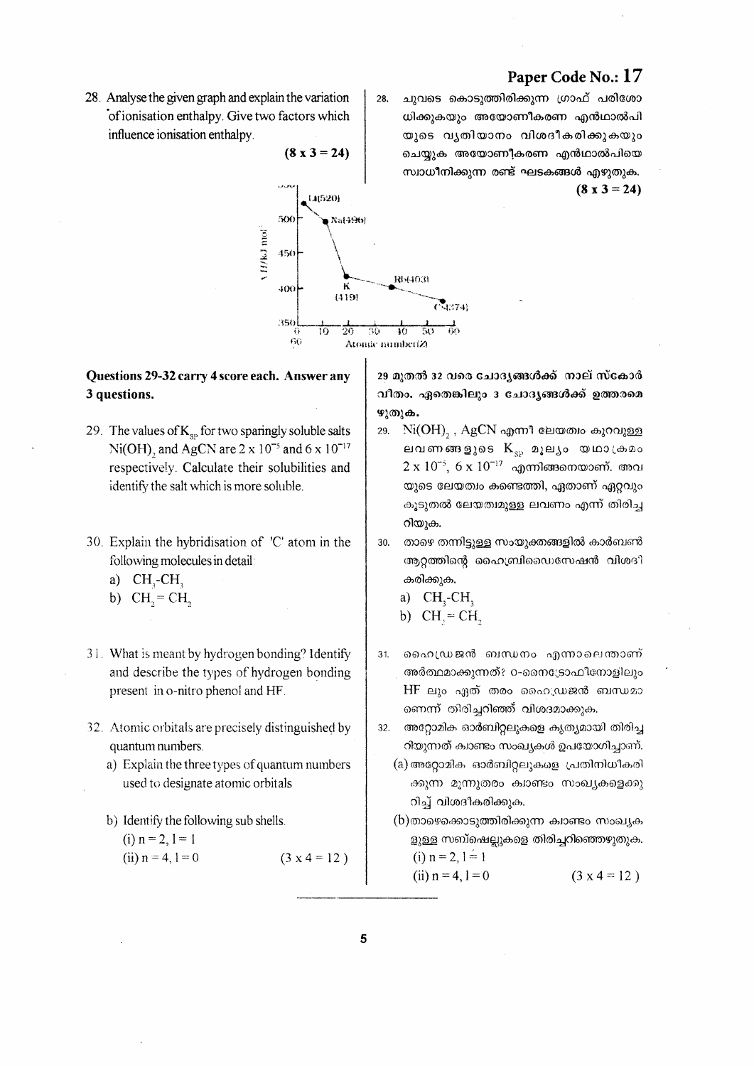## Paper Code No.: 17

28. Analyse the given graph and explain the variation of ionisation enthalpy. Give two factors which influence ionisation enthalpy.

**(8 x 3 = 24)**

28. ചുവടെ കൊടുത്തിരിക്കുന്ന ഗ്രാഫ് പരിശോധിക്കുകയും അയോണീകരണ എൻഥാൽപിയുടെ വ്യതിയാനം വിശദീകരിക്കുകയും ചെയ്യുക അയോണീകരണ എൻഥാൽപിയെ സ്വാധീനിക്കുന്ന രണ്ട് ഘടകങ്ങൾ എഴുതുക.

**(8 x 3 = 24)**

Li(520)
Na(496)
K (419)
Rb(403)
Cs(374)
$\Delta H$/kJ mol
350 400 450 500
0 10 20 30 40 50 60
Atomic number(Z)

### Questions 29-32 carry 4 score each. Answer any 3 questions.

**29 മുതൽ 32 വരെ ചോദ്യങ്ങൾക്ക് നാല് സ്കോർ വീതം. ഏതെങ്കിലും 3 ചോദ്യങ്ങൾക്ക് ഉത്തരമെഴുതുക.**

29. The values of $K_{sp}$ for two sparingly soluble salts $Ni(OH)_2$ and $AgCN$ are $2 \times 10^{-5}$ and $6 \times 10^{-17}$ respectively. Calculate their solubilities and identify the salt which is more soluble.

29. $Ni(OH)_2$ , $AgCN$ എന്നീ ലേയത്വം കുറവുള്ള ലവണങ്ങളുടെ $K_{sp}$ മൂല്യം യഥാക്രമം $2 \times 10^{-5}$, $6 \times 10^{-17}$ എന്നിങ്ങനെയാണ്. അവയുടെ ലേയത്വം കണ്ടെത്തി, ഏതാണ് ഏറ്റവും കൂടുതൽ ലേയത്വമുള്ള ലവണം എന്ന് തിരിച്ചറിയുക.

30. Explain the hybridisation of 'C' atom in the following molecules in detail
    a) $CH_3$-$CH_3$
    b) $CH_2 = CH_2$

30. താഴെ തന്നിട്ടുള്ള സംയുക്തങ്ങളിൽ കാർബൺ ആറ്റത്തിന്റെ ഹൈബ്രിഡൈസേഷൻ വിശദീകരിക്കുക.
    a) $CH_3$-$CH_3$
    b) $CH_2 = CH_2$

31. What is meant by hydrogen bonding? Identify and describe the types of hydrogen bonding present in o-nitro phenol and HF.

31. ഹൈഡ്രജൻ ബന്ധനം എന്നാലെന്താണ് അർത്ഥമാക്കുന്നത്? o-നൈട്രോഫീനോളിലും HF ലും ഏത് തരം ഹൈഡ്രജൻ ബന്ധമാണെന്ന് തിരിച്ചറിഞ്ഞ് വിശദമാക്കുക.

32. Atomic orbitals are precisely distinguished by quantum numbers.
    a) Explain the three types of quantum numbers used to designate atomic orbitals
    b) Identify the following sub shells.
       (i) n = 2, l = 1
       (ii) n = 4, l = 0

**(3 x 4 = 12)**

32. അറ്റോമിക ഓർബിറ്റലുകളെ കൃത്യമായി തിരിച്ചറിയുന്നത് ക്വാണ്ടം സംഖ്യകൾ ഉപയോഗിച്ചാണ്.
    (a) അറ്റോമിക ഓർബിറ്റലുകളെ പ്രതിനിധീകരിക്കുന്ന മൂന്നുതരം ക്വാണ്ടം സാഖ്യകളെക്കുറിച്ച് വിശദീകരിക്കുക.
    (b) താഴെക്കൊടുത്തിരിക്കുന്ന ക്വാണ്ടം സംഖ്യകളുള്ള സബ്ഷെല്ലുകളെ തിരിച്ചറിഞ്ഞെഴുതുക.
       (i) n = 2, l = 1
       (ii) n = 4, l = 0

**(3 x 4 = 12)**